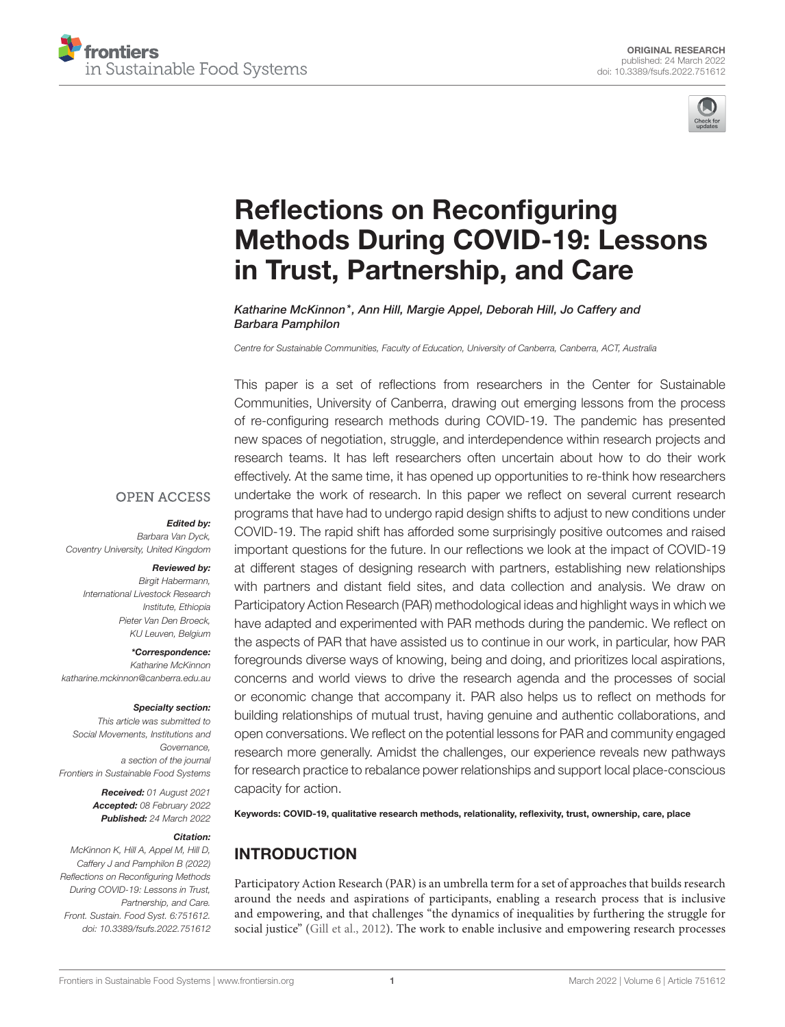ORIGINAL RESEARCH
published: 24 March 2022
doi: 10.3389/fsufs.2022.751612

# Reflections on Reconfiguring Methods During COVID-19: Lessons in Trust, Partnership, and Care

*Katharine McKinnon\*, Ann Hill, Margie Appel, Deborah Hill, Jo Caffery and Barbara Pamphilon*

*Centre for Sustainable Communities, Faculty of Education, University of Canberra, Canberra, ACT, Australia*

OPEN ACCESS

***Edited by:***
*Barbara Van Dyck, Coventry University, United Kingdom*

***Reviewed by:***
*Birgit Habermann, International Livestock Research Institute, Ethiopia*
*Pieter Van Den Broeck, KU Leuven, Belgium*

***\*Correspondence:***
*Katharine McKinnon*
*katharine.mckinnon@canberra.edu.au*

***Specialty section:***
*This article was submitted to Social Movements, Institutions and Governance, a section of the journal Frontiers in Sustainable Food Systems*

***Received:*** *01 August 2021*
***Accepted:*** *08 February 2022*
***Published:*** *24 March 2022*

***Citation:***
*McKinnon K, Hill A, Appel M, Hill D, Caffery J and Pamphilon B (2022) Reflections on Reconfiguring Methods During COVID-19: Lessons in Trust, Partnership, and Care. Front. Sustain. Food Syst. 6:751612. doi: 10.3389/fsufs.2022.751612*

This paper is a set of reflections from researchers in the Center for Sustainable Communities, University of Canberra, drawing out emerging lessons from the process of re-configuring research methods during COVID-19. The pandemic has presented new spaces of negotiation, struggle, and interdependence within research projects and research teams. It has left researchers often uncertain about how to do their work effectively. At the same time, it has opened up opportunities to re-think how researchers undertake the work of research. In this paper we reflect on several current research programs that have had to undergo rapid design shifts to adjust to new conditions under COVID-19. The rapid shift has afforded some surprisingly positive outcomes and raised important questions for the future. In our reflections we look at the impact of COVID-19 at different stages of designing research with partners, establishing new relationships with partners and distant field sites, and data collection and analysis. We draw on Participatory Action Research (PAR) methodological ideas and highlight ways in which we have adapted and experimented with PAR methods during the pandemic. We reflect on the aspects of PAR that have assisted us to continue in our work, in particular, how PAR foregrounds diverse ways of knowing, being and doing, and prioritizes local aspirations, concerns and world views to drive the research agenda and the processes of social or economic change that accompany it. PAR also helps us to reflect on methods for building relationships of mutual trust, having genuine and authentic collaborations, and open conversations. We reflect on the potential lessons for PAR and community engaged research more generally. Amidst the challenges, our experience reveals new pathways for research practice to rebalance power relationships and support local place-conscious capacity for action.

**Keywords: COVID-19, qualitative research methods, relationality, reflexivity, trust, ownership, care, place**

## INTRODUCTION

Participatory Action Research (PAR) is an umbrella term for a set of approaches that builds research around the needs and aspirations of participants, enabling a research process that is inclusive and empowering, and that challenges "the dynamics of inequalities by furthering the struggle for social justice" (Gill et al., 2012). The work to enable inclusive and empowering research processes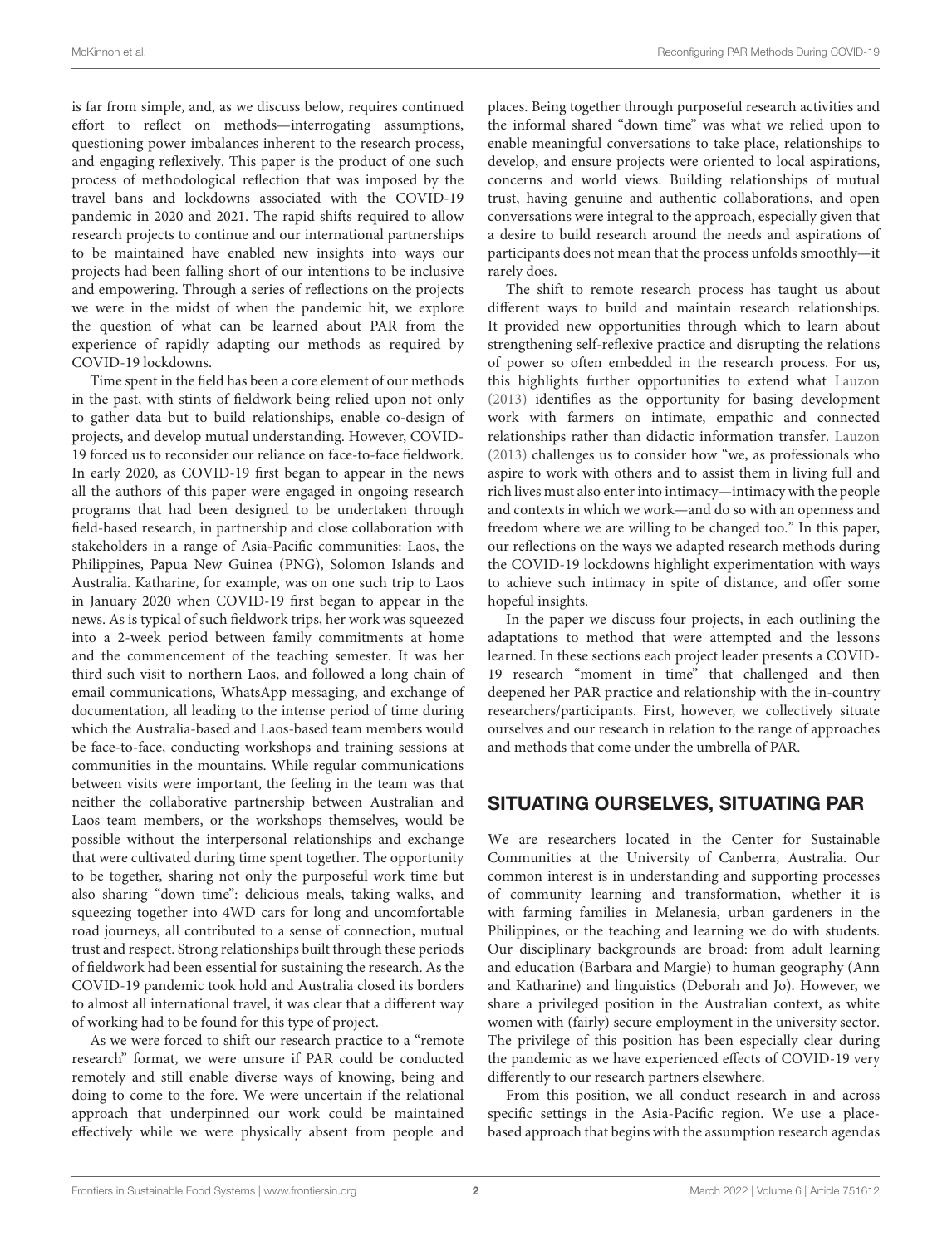is far from simple, and, as we discuss below, requires continued effort to reflect on methods—interrogating assumptions, questioning power imbalances inherent to the research process, and engaging reflexively. This paper is the product of one such process of methodological reflection that was imposed by the travel bans and lockdowns associated with the COVID-19 pandemic in 2020 and 2021. The rapid shifts required to allow research projects to continue and our international partnerships to be maintained have enabled new insights into ways our projects had been falling short of our intentions to be inclusive and empowering. Through a series of reflections on the projects we were in the midst of when the pandemic hit, we explore the question of what can be learned about PAR from the experience of rapidly adapting our methods as required by COVID-19 lockdowns.

Time spent in the field has been a core element of our methods in the past, with stints of fieldwork being relied upon not only to gather data but to build relationships, enable co-design of projects, and develop mutual understanding. However, COVID-19 forced us to reconsider our reliance on face-to-face fieldwork. In early 2020, as COVID-19 first began to appear in the news all the authors of this paper were engaged in ongoing research programs that had been designed to be undertaken through field-based research, in partnership and close collaboration with stakeholders in a range of Asia-Pacific communities: Laos, the Philippines, Papua New Guinea (PNG), Solomon Islands and Australia. Katharine, for example, was on one such trip to Laos in January 2020 when COVID-19 first began to appear in the news. As is typical of such fieldwork trips, her work was squeezed into a 2-week period between family commitments at home and the commencement of the teaching semester. It was her third such visit to northern Laos, and followed a long chain of email communications, WhatsApp messaging, and exchange of documentation, all leading to the intense period of time during which the Australia-based and Laos-based team members would be face-to-face, conducting workshops and training sessions at communities in the mountains. While regular communications between visits were important, the feeling in the team was that neither the collaborative partnership between Australian and Laos team members, or the workshops themselves, would be possible without the interpersonal relationships and exchange that were cultivated during time spent together. The opportunity to be together, sharing not only the purposeful work time but also sharing "down time": delicious meals, taking walks, and squeezing together into 4WD cars for long and uncomfortable road journeys, all contributed to a sense of connection, mutual trust and respect. Strong relationships built through these periods of fieldwork had been essential for sustaining the research. As the COVID-19 pandemic took hold and Australia closed its borders to almost all international travel, it was clear that a different way of working had to be found for this type of project.

As we were forced to shift our research practice to a "remote research" format, we were unsure if PAR could be conducted remotely and still enable diverse ways of knowing, being and doing to come to the fore. We were uncertain if the relational approach that underpinned our work could be maintained effectively while we were physically absent from people and places. Being together through purposeful research activities and the informal shared "down time" was what we relied upon to enable meaningful conversations to take place, relationships to develop, and ensure projects were oriented to local aspirations, concerns and world views. Building relationships of mutual trust, having genuine and authentic collaborations, and open conversations were integral to the approach, especially given that a desire to build research around the needs and aspirations of participants does not mean that the process unfolds smoothly—it rarely does.

The shift to remote research process has taught us about different ways to build and maintain research relationships. It provided new opportunities through which to learn about strengthening self-reflexive practice and disrupting the relations of power so often embedded in the research process. For us, this highlights further opportunities to extend what Lauzon (2013) identifies as the opportunity for basing development work with farmers on intimate, empathic and connected relationships rather than didactic information transfer. Lauzon (2013) challenges us to consider how "we, as professionals who aspire to work with others and to assist them in living full and rich lives must also enter into intimacy—intimacy with the people and contexts in which we work—and do so with an openness and freedom where we are willing to be changed too." In this paper, our reflections on the ways we adapted research methods during the COVID-19 lockdowns highlight experimentation with ways to achieve such intimacy in spite of distance, and offer some hopeful insights.

In the paper we discuss four projects, in each outlining the adaptations to method that were attempted and the lessons learned. In these sections each project leader presents a COVID-19 research "moment in time" that challenged and then deepened her PAR practice and relationship with the in-country researchers/participants. First, however, we collectively situate ourselves and our research in relation to the range of approaches and methods that come under the umbrella of PAR.

## SITUATING OURSELVES, SITUATING PAR

We are researchers located in the Center for Sustainable Communities at the University of Canberra, Australia. Our common interest is in understanding and supporting processes of community learning and transformation, whether it is with farming families in Melanesia, urban gardeners in the Philippines, or the teaching and learning we do with students. Our disciplinary backgrounds are broad: from adult learning and education (Barbara and Margie) to human geography (Ann and Katharine) and linguistics (Deborah and Jo). However, we share a privileged position in the Australian context, as white women with (fairly) secure employment in the university sector. The privilege of this position has been especially clear during the pandemic as we have experienced effects of COVID-19 very differently to our research partners elsewhere.

From this position, we all conduct research in and across specific settings in the Asia-Pacific region. We use a place-based approach that begins with the assumption research agendas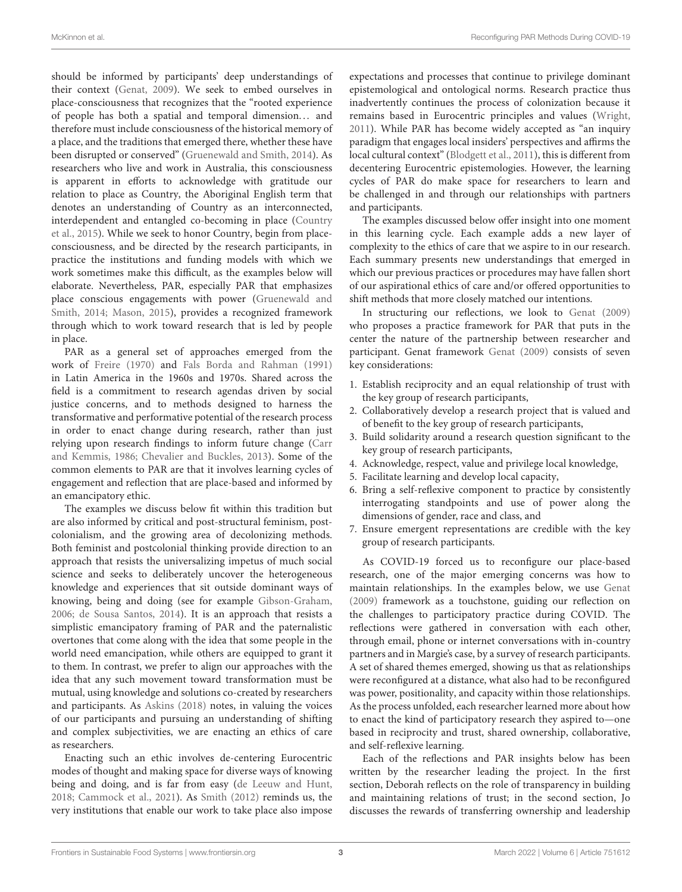should be informed by participants' deep understandings of their context (Genat, 2009). We seek to embed ourselves in place-consciousness that recognizes that the "rooted experience of people has both a spatial and temporal dimension… and therefore must include consciousness of the historical memory of a place, and the traditions that emerged there, whether these have been disrupted or conserved" (Gruenewald and Smith, 2014). As researchers who live and work in Australia, this consciousness is apparent in efforts to acknowledge with gratitude our relation to place as Country, the Aboriginal English term that denotes an understanding of Country as an interconnected, interdependent and entangled co-becoming in place (Country et al., 2015). While we seek to honor Country, begin from place-consciousness, and be directed by the research participants, in practice the institutions and funding models with which we work sometimes make this difficult, as the examples below will elaborate. Nevertheless, PAR, especially PAR that emphasizes place conscious engagements with power (Gruenewald and Smith, 2014; Mason, 2015), provides a recognized framework through which to work toward research that is led by people in place.

PAR as a general set of approaches emerged from the work of Freire (1970) and Fals Borda and Rahman (1991) in Latin America in the 1960s and 1970s. Shared across the field is a commitment to research agendas driven by social justice concerns, and to methods designed to harness the transformative and performative potential of the research process in order to enact change during research, rather than just relying upon research findings to inform future change (Carr and Kemmis, 1986; Chevalier and Buckles, 2013). Some of the common elements to PAR are that it involves learning cycles of engagement and reflection that are place-based and informed by an emancipatory ethic.

The examples we discuss below fit within this tradition but are also informed by critical and post-structural feminism, post-colonialism, and the growing area of decolonizing methods. Both feminist and postcolonial thinking provide direction to an approach that resists the universalizing impetus of much social science and seeks to deliberately uncover the heterogeneous knowledge and experiences that sit outside dominant ways of knowing, being and doing (see for example Gibson-Graham, 2006; de Sousa Santos, 2014). It is an approach that resists a simplistic emancipatory framing of PAR and the paternalistic overtones that come along with the idea that some people in the world need emancipation, while others are equipped to grant it to them. In contrast, we prefer to align our approaches with the idea that any such movement toward transformation must be mutual, using knowledge and solutions co-created by researchers and participants. As Askins (2018) notes, in valuing the voices of our participants and pursuing an understanding of shifting and complex subjectivities, we are enacting an ethics of care as researchers.

Enacting such an ethic involves de-centering Eurocentric modes of thought and making space for diverse ways of knowing being and doing, and is far from easy (de Leeuw and Hunt, 2018; Cammock et al., 2021). As Smith (2012) reminds us, the very institutions that enable our work to take place also impose expectations and processes that continue to privilege dominant epistemological and ontological norms. Research practice thus inadvertently continues the process of colonization because it remains based in Eurocentric principles and values (Wright, 2011). While PAR has become widely accepted as "an inquiry paradigm that engages local insiders' perspectives and affirms the local cultural context" (Blodgett et al., 2011), this is different from decentering Eurocentric epistemologies. However, the learning cycles of PAR do make space for researchers to learn and be challenged in and through our relationships with partners and participants.

The examples discussed below offer insight into one moment in this learning cycle. Each example adds a new layer of complexity to the ethics of care that we aspire to in our research. Each summary presents new understandings that emerged in which our previous practices or procedures may have fallen short of our aspirational ethics of care and/or offered opportunities to shift methods that more closely matched our intentions.

In structuring our reflections, we look to Genat (2009) who proposes a practice framework for PAR that puts in the center the nature of the partnership between researcher and participant. Genat framework Genat (2009) consists of seven key considerations:

1. Establish reciprocity and an equal relationship of trust with the key group of research participants,
2. Collaboratively develop a research project that is valued and of benefit to the key group of research participants,
3. Build solidarity around a research question significant to the key group of research participants,
4. Acknowledge, respect, value and privilege local knowledge,
5. Facilitate learning and develop local capacity,
6. Bring a self-reflexive component to practice by consistently interrogating standpoints and use of power along the dimensions of gender, race and class, and
7. Ensure emergent representations are credible with the key group of research participants.

As COVID-19 forced us to reconfigure our place-based research, one of the major emerging concerns was how to maintain relationships. In the examples below, we use Genat (2009) framework as a touchstone, guiding our reflection on the challenges to participatory practice during COVID. The reflections were gathered in conversation with each other, through email, phone or internet conversations with in-country partners and in Margie's case, by a survey of research participants. A set of shared themes emerged, showing us that as relationships were reconfigured at a distance, what also had to be reconfigured was power, positionality, and capacity within those relationships. As the process unfolded, each researcher learned more about how to enact the kind of participatory research they aspired to—one based in reciprocity and trust, shared ownership, collaborative, and self-reflexive learning.

Each of the reflections and PAR insights below has been written by the researcher leading the project. In the first section, Deborah reflects on the role of transparency in building and maintaining relations of trust; in the second section, Jo discusses the rewards of transferring ownership and leadership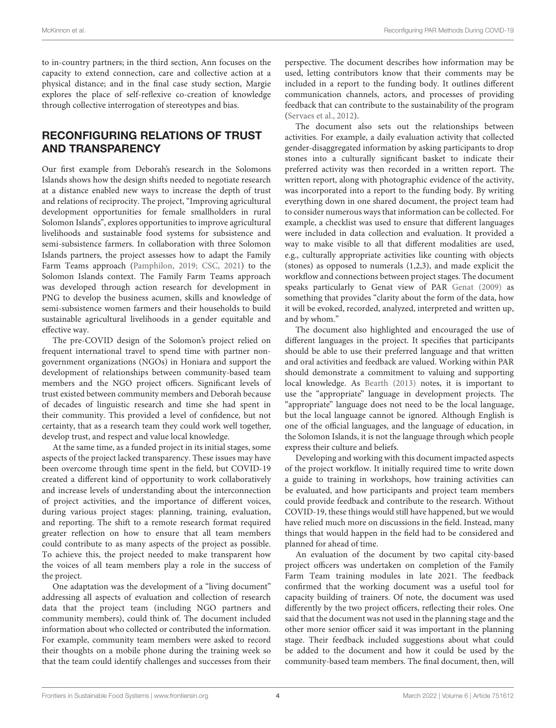to in-country partners; in the third section, Ann focuses on the capacity to extend connection, care and collective action at a physical distance; and in the final case study section, Margie explores the place of self-reflexive co-creation of knowledge through collective interrogation of stereotypes and bias.

## RECONFIGURING RELATIONS OF TRUST AND TRANSPARENCY

Our first example from Deborah's research in the Solomons Islands shows how the design shifts needed to negotiate research at a distance enabled new ways to increase the depth of trust and relations of reciprocity. The project, "Improving agricultural development opportunities for female smallholders in rural Solomon Islands", explores opportunities to improve agricultural livelihoods and sustainable food systems for subsistence and semi-subsistence farmers. In collaboration with three Solomon Islands partners, the project assesses how to adapt the Family Farm Teams approach (Pamphilon, 2019; CSC, 2021) to the Solomon Islands context. The Family Farm Teams approach was developed through action research for development in PNG to develop the business acumen, skills and knowledge of semi-subsistence women farmers and their households to build sustainable agricultural livelihoods in a gender equitable and effective way.

The pre-COVID design of the Solomon's project relied on frequent international travel to spend time with partner non-government organizations (NGOs) in Honiara and support the development of relationships between community-based team members and the NGO project officers. Significant levels of trust existed between community members and Deborah because of decades of linguistic research and time she had spent in their community. This provided a level of confidence, but not certainty, that as a research team they could work well together, develop trust, and respect and value local knowledge.

At the same time, as a funded project in its initial stages, some aspects of the project lacked transparency. These issues may have been overcome through time spent in the field, but COVID-19 created a different kind of opportunity to work collaboratively and increase levels of understanding about the interconnection of project activities, and the importance of different voices, during various project stages: planning, training, evaluation, and reporting. The shift to a remote research format required greater reflection on how to ensure that all team members could contribute to as many aspects of the project as possible. To achieve this, the project needed to make transparent how the voices of all team members play a role in the success of the project.

One adaptation was the development of a "living document" addressing all aspects of evaluation and collection of research data that the project team (including NGO partners and community members), could think of. The document included information about who collected or contributed the information. For example, community team members were asked to record their thoughts on a mobile phone during the training week so that the team could identify challenges and successes from their perspective. The document describes how information may be used, letting contributors know that their comments may be included in a report to the funding body. It outlines different communication channels, actors, and processes of providing feedback that can contribute to the sustainability of the program (Servaes et al., 2012).

The document also sets out the relationships between activities. For example, a daily evaluation activity that collected gender-disaggregated information by asking participants to drop stones into a culturally significant basket to indicate their preferred activity was then recorded in a written report. The written report, along with photographic evidence of the activity, was incorporated into a report to the funding body. By writing everything down in one shared document, the project team had to consider numerous ways that information can be collected. For example, a checklist was used to ensure that different languages were included in data collection and evaluation. It provided a way to make visible to all that different modalities are used, e.g., culturally appropriate activities like counting with objects (stones) as opposed to numerals (1,2,3), and made explicit the workflow and connections between project stages. The document speaks particularly to Genat view of PAR Genat (2009) as something that provides "clarity about the form of the data, how it will be evoked, recorded, analyzed, interpreted and written up, and by whom."

The document also highlighted and encouraged the use of different languages in the project. It specifies that participants should be able to use their preferred language and that written and oral activities and feedback are valued. Working within PAR should demonstrate a commitment to valuing and supporting local knowledge. As Bearth (2013) notes, it is important to use the "appropriate" language in development projects. The "appropriate" language does not need to be the local language, but the local language cannot be ignored. Although English is one of the official languages, and the language of education, in the Solomon Islands, it is not the language through which people express their culture and beliefs.

Developing and working with this document impacted aspects of the project workflow. It initially required time to write down a guide to training in workshops, how training activities can be evaluated, and how participants and project team members could provide feedback and contribute to the research. Without COVID-19, these things would still have happened, but we would have relied much more on discussions in the field. Instead, many things that would happen in the field had to be considered and planned for ahead of time.

An evaluation of the document by two capital city-based project officers was undertaken on completion of the Family Farm Team training modules in late 2021. The feedback confirmed that the working document was a useful tool for capacity building of trainers. Of note, the document was used differently by the two project officers, reflecting their roles. One said that the document was not used in the planning stage and the other more senior officer said it was important in the planning stage. Their feedback included suggestions about what could be added to the document and how it could be used by the community-based team members. The final document, then, will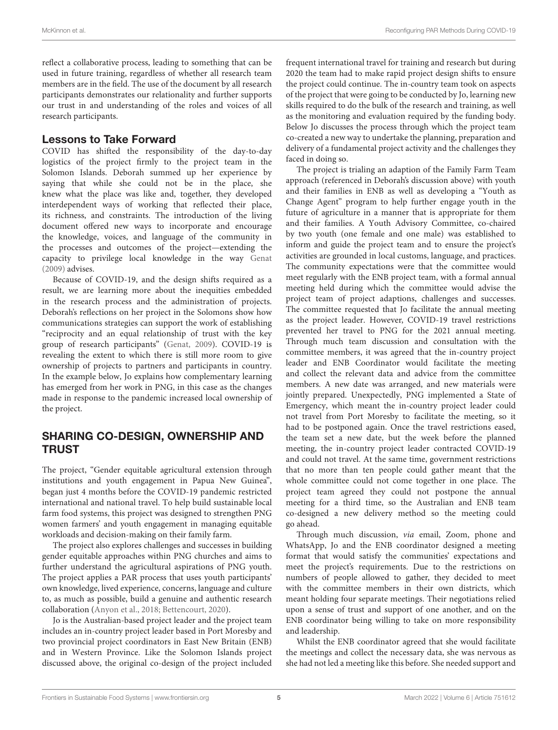reflect a collaborative process, leading to something that can be used in future training, regardless of whether all research team members are in the field. The use of the document by all research participants demonstrates our relationality and further supports our trust in and understanding of the roles and voices of all research participants.

### Lessons to Take Forward

COVID has shifted the responsibility of the day-to-day logistics of the project firmly to the project team in the Solomon Islands. Deborah summed up her experience by saying that while she could not be in the place, she knew what the place was like and, together, they developed interdependent ways of working that reflected their place, its richness, and constraints. The introduction of the living document offered new ways to incorporate and encourage the knowledge, voices, and language of the community in the processes and outcomes of the project—extending the capacity to privilege local knowledge in the way Genat (2009) advises.

Because of COVID-19, and the design shifts required as a result, we are learning more about the inequities embedded in the research process and the administration of projects. Deborah's reflections on her project in the Solomons show how communications strategies can support the work of establishing "reciprocity and an equal relationship of trust with the key group of research participants" (Genat, 2009). COVID-19 is revealing the extent to which there is still more room to give ownership of projects to partners and participants in country. In the example below, Jo explains how complementary learning has emerged from her work in PNG, in this case as the changes made in response to the pandemic increased local ownership of the project.

## SHARING CO-DESIGN, OWNERSHIP AND TRUST

The project, "Gender equitable agricultural extension through institutions and youth engagement in Papua New Guinea", began just 4 months before the COVID-19 pandemic restricted international and national travel. To help build sustainable local farm food systems, this project was designed to strengthen PNG women farmers' and youth engagement in managing equitable workloads and decision-making on their family farm.

The project also explores challenges and successes in building gender equitable approaches within PNG churches and aims to further understand the agricultural aspirations of PNG youth. The project applies a PAR process that uses youth participants' own knowledge, lived experience, concerns, language and culture to, as much as possible, build a genuine and authentic research collaboration (Anyon et al., 2018; Bettencourt, 2020).

Jo is the Australian-based project leader and the project team includes an in-country project leader based in Port Moresby and two provincial project coordinators in East New Britain (ENB) and in Western Province. Like the Solomon Islands project discussed above, the original co-design of the project included frequent international travel for training and research but during 2020 the team had to make rapid project design shifts to ensure the project could continue. The in-country team took on aspects of the project that were going to be conducted by Jo, learning new skills required to do the bulk of the research and training, as well as the monitoring and evaluation required by the funding body. Below Jo discusses the process through which the project team co-created a new way to undertake the planning, preparation and delivery of a fundamental project activity and the challenges they faced in doing so.

The project is trialing an adaption of the Family Farm Team approach (referenced in Deborah's discussion above) with youth and their families in ENB as well as developing a "Youth as Change Agent" program to help further engage youth in the future of agriculture in a manner that is appropriate for them and their families. A Youth Advisory Committee, co-chaired by two youth (one female and one male) was established to inform and guide the project team and to ensure the project's activities are grounded in local customs, language, and practices. The community expectations were that the committee would meet regularly with the ENB project team, with a formal annual meeting held during which the committee would advise the project team of project adaptions, challenges and successes. The committee requested that Jo facilitate the annual meeting as the project leader. However, COVID-19 travel restrictions prevented her travel to PNG for the 2021 annual meeting. Through much team discussion and consultation with the committee members, it was agreed that the in-country project leader and ENB Coordinator would facilitate the meeting and collect the relevant data and advice from the committee members. A new date was arranged, and new materials were jointly prepared. Unexpectedly, PNG implemented a State of Emergency, which meant the in-country project leader could not travel from Port Moresby to facilitate the meeting, so it had to be postponed again. Once the travel restrictions eased, the team set a new date, but the week before the planned meeting, the in-country project leader contracted COVID-19 and could not travel. At the same time, government restrictions that no more than ten people could gather meant that the whole committee could not come together in one place. The project team agreed they could not postpone the annual meeting for a third time, so the Australian and ENB team co-designed a new delivery method so the meeting could go ahead.

Through much discussion, *via* email, Zoom, phone and WhatsApp, Jo and the ENB coordinator designed a meeting format that would satisfy the communities' expectations and meet the project's requirements. Due to the restrictions on numbers of people allowed to gather, they decided to meet with the committee members in their own districts, which meant holding four separate meetings. Their negotiations relied upon a sense of trust and support of one another, and on the ENB coordinator being willing to take on more responsibility and leadership.

Whilst the ENB coordinator agreed that she would facilitate the meetings and collect the necessary data, she was nervous as she had not led a meeting like this before. She needed support and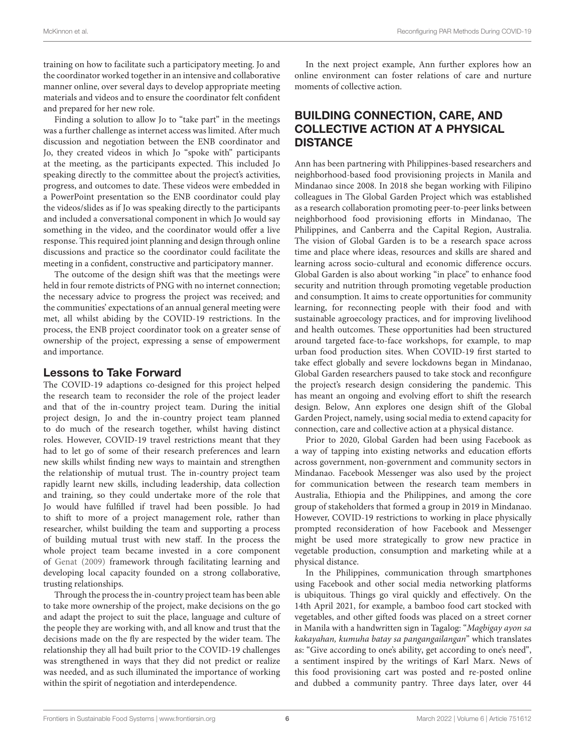training on how to facilitate such a participatory meeting. Jo and the coordinator worked together in an intensive and collaborative manner online, over several days to develop appropriate meeting materials and videos and to ensure the coordinator felt confident and prepared for her new role.

Finding a solution to allow Jo to "take part" in the meetings was a further challenge as internet access was limited. After much discussion and negotiation between the ENB coordinator and Jo, they created videos in which Jo "spoke with" participants at the meeting, as the participants expected. This included Jo speaking directly to the committee about the project's activities, progress, and outcomes to date. These videos were embedded in a PowerPoint presentation so the ENB coordinator could play the videos/slides as if Jo was speaking directly to the participants and included a conversational component in which Jo would say something in the video, and the coordinator would offer a live response. This required joint planning and design through online discussions and practice so the coordinator could facilitate the meeting in a confident, constructive and participatory manner.

The outcome of the design shift was that the meetings were held in four remote districts of PNG with no internet connection; the necessary advice to progress the project was received; and the communities' expectations of an annual general meeting were met, all whilst abiding by the COVID-19 restrictions. In the process, the ENB project coordinator took on a greater sense of ownership of the project, expressing a sense of empowerment and importance.

### Lessons to Take Forward

The COVID-19 adaptions co-designed for this project helped the research team to reconsider the role of the project leader and that of the in-country project team. During the initial project design, Jo and the in-country project team planned to do much of the research together, whilst having distinct roles. However, COVID-19 travel restrictions meant that they had to let go of some of their research preferences and learn new skills whilst finding new ways to maintain and strengthen the relationship of mutual trust. The in-country project team rapidly learnt new skills, including leadership, data collection and training, so they could undertake more of the role that Jo would have fulfilled if travel had been possible. Jo had to shift to more of a project management role, rather than researcher, whilst building the team and supporting a process of building mutual trust with new staff. In the process the whole project team became invested in a core component of Genat (2009) framework through facilitating learning and developing local capacity founded on a strong collaborative, trusting relationships.

Through the process the in-country project team has been able to take more ownership of the project, make decisions on the go and adapt the project to suit the place, language and culture of the people they are working with, and all know and trust that the decisions made on the fly are respected by the wider team. The relationship they all had built prior to the COVID-19 challenges was strengthened in ways that they did not predict or realize was needed, and as such illuminated the importance of working within the spirit of negotiation and interdependence.

In the next project example, Ann further explores how an online environment can foster relations of care and nurture moments of collective action.

## BUILDING CONNECTION, CARE, AND COLLECTIVE ACTION AT A PHYSICAL DISTANCE

Ann has been partnering with Philippines-based researchers and neighborhood-based food provisioning projects in Manila and Mindanao since 2008. In 2018 she began working with Filipino colleagues in The Global Garden Project which was established as a research collaboration promoting peer-to-peer links between neighborhood food provisioning efforts in Mindanao, The Philippines, and Canberra and the Capital Region, Australia. The vision of Global Garden is to be a research space across time and place where ideas, resources and skills are shared and learning across socio-cultural and economic difference occurs. Global Garden is also about working "in place" to enhance food security and nutrition through promoting vegetable production and consumption. It aims to create opportunities for community learning, for reconnecting people with their food and with sustainable agroecology practices, and for improving livelihood and health outcomes. These opportunities had been structured around targeted face-to-face workshops, for example, to map urban food production sites. When COVID-19 first started to take effect globally and severe lockdowns began in Mindanao, Global Garden researchers paused to take stock and reconfigure the project's research design considering the pandemic. This has meant an ongoing and evolving effort to shift the research design. Below, Ann explores one design shift of the Global Garden Project, namely, using social media to extend capacity for connection, care and collective action at a physical distance.

Prior to 2020, Global Garden had been using Facebook as a way of tapping into existing networks and education efforts across government, non-government and community sectors in Mindanao. Facebook Messenger was also used by the project for communication between the research team members in Australia, Ethiopia and the Philippines, and among the core group of stakeholders that formed a group in 2019 in Mindanao. However, COVID-19 restrictions to working in place physically prompted reconsideration of how Facebook and Messenger might be used more strategically to grow new practice in vegetable production, consumption and marketing while at a physical distance.

In the Philippines, communication through smartphones using Facebook and other social media networking platforms is ubiquitous. Things go viral quickly and effectively. On the 14th April 2021, for example, a bamboo food cart stocked with vegetables, and other gifted foods was placed on a street corner in Manila with a handwritten sign in Tagalog: "*Magbigay ayon sa kakayahan, kumuha batay sa pangangailangan*" which translates as: "Give according to one's ability, get according to one's need", a sentiment inspired by the writings of Karl Marx. News of this food provisioning cart was posted and re-posted online and dubbed a community pantry. Three days later, over 44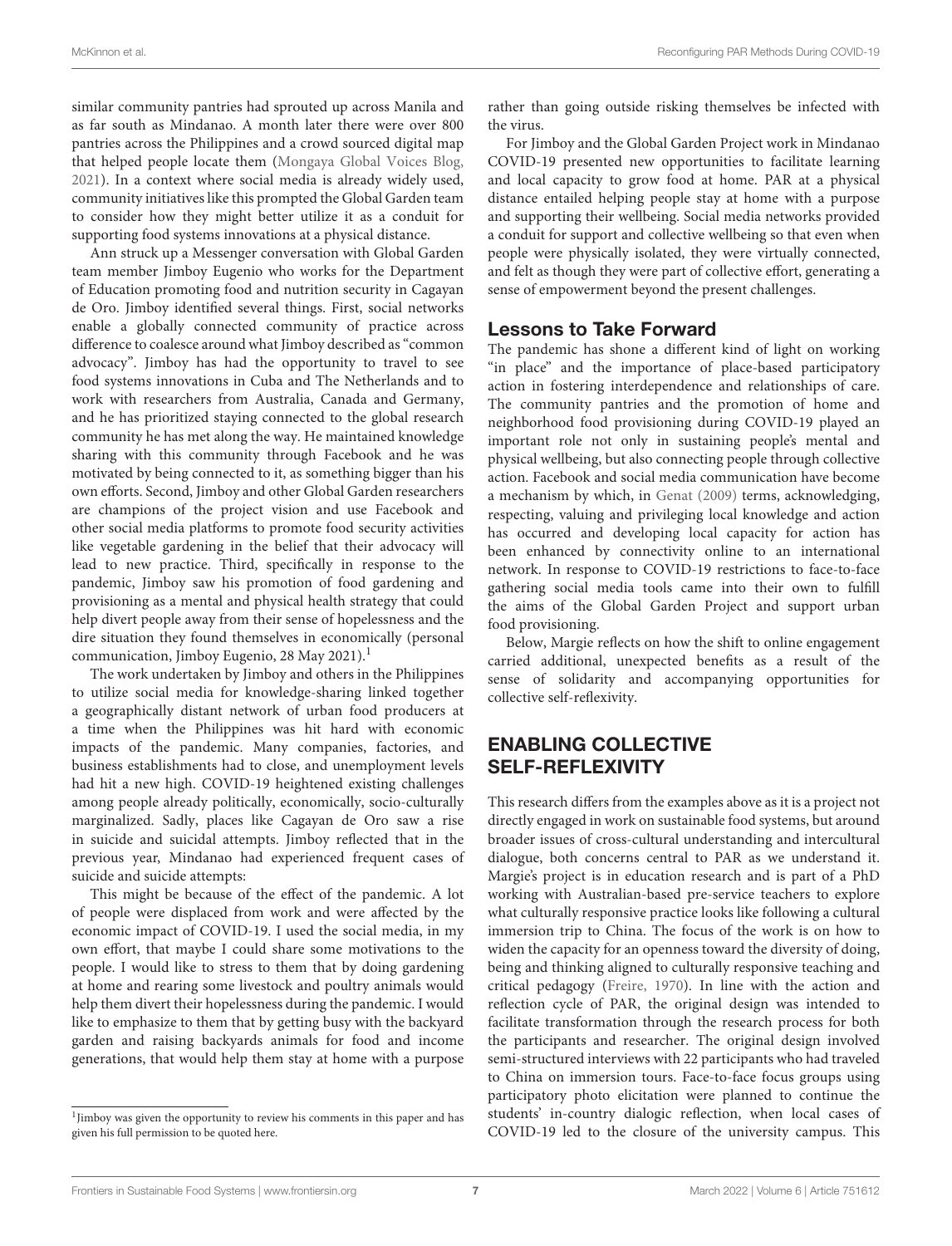similar community pantries had sprouted up across Manila and as far south as Mindanao. A month later there were over 800 pantries across the Philippines and a crowd sourced digital map that helped people locate them (Mongaya Global Voices Blog, 2021). In a context where social media is already widely used, community initiatives like this prompted the Global Garden team to consider how they might better utilize it as a conduit for supporting food systems innovations at a physical distance.

Ann struck up a Messenger conversation with Global Garden team member Jimboy Eugenio who works for the Department of Education promoting food and nutrition security in Cagayan de Oro. Jimboy identified several things. First, social networks enable a globally connected community of practice across difference to coalesce around what Jimboy described as "common advocacy". Jimboy has had the opportunity to travel to see food systems innovations in Cuba and The Netherlands and to work with researchers from Australia, Canada and Germany, and he has prioritized staying connected to the global research community he has met along the way. He maintained knowledge sharing with this community through Facebook and he was motivated by being connected to it, as something bigger than his own efforts. Second, Jimboy and other Global Garden researchers are champions of the project vision and use Facebook and other social media platforms to promote food security activities like vegetable gardening in the belief that their advocacy will lead to new practice. Third, specifically in response to the pandemic, Jimboy saw his promotion of food gardening and provisioning as a mental and physical health strategy that could help divert people away from their sense of hopelessness and the dire situation they found themselves in economically (personal communication, Jimboy Eugenio, 28 May 2021).[1]

The work undertaken by Jimboy and others in the Philippines to utilize social media for knowledge-sharing linked together a geographically distant network of urban food producers at a time when the Philippines was hit hard with economic impacts of the pandemic. Many companies, factories, and business establishments had to close, and unemployment levels had hit a new high. COVID-19 heightened existing challenges among people already politically, economically, socio-culturally marginalized. Sadly, places like Cagayan de Oro saw a rise in suicide and suicidal attempts. Jimboy reflected that in the previous year, Mindanao had experienced frequent cases of suicide and suicide attempts:

> This might be because of the effect of the pandemic. A lot of people were displaced from work and were affected by the economic impact of COVID-19. I used the social media, in my own effort, that maybe I could share some motivations to the people. I would like to stress to them that by doing gardening at home and rearing some livestock and poultry animals would help them divert their hopelessness during the pandemic. I would like to emphasize to them that by getting busy with the backyard garden and raising backyards animals for food and income generations, that would help them stay at home with a purpose rather than going outside risking themselves be infected with the virus.

For Jimboy and the Global Garden Project work in Mindanao COVID-19 presented new opportunities to facilitate learning and local capacity to grow food at home. PAR at a physical distance entailed helping people stay at home with a purpose and supporting their wellbeing. Social media networks provided a conduit for support and collective wellbeing so that even when people were physically isolated, they were virtually connected, and felt as though they were part of collective effort, generating a sense of empowerment beyond the present challenges.

### Lessons to Take Forward

The pandemic has shone a different kind of light on working "in place" and the importance of place-based participatory action in fostering interdependence and relationships of care. The community pantries and the promotion of home and neighborhood food provisioning during COVID-19 played an important role not only in sustaining people's mental and physical wellbeing, but also connecting people through collective action. Facebook and social media communication have become a mechanism by which, in Genat (2009) terms, acknowledging, respecting, valuing and privileging local knowledge and action has occurred and developing local capacity for action has been enhanced by connectivity online to an international network. In response to COVID-19 restrictions to face-to-face gathering social media tools came into their own to fulfill the aims of the Global Garden Project and support urban food provisioning.

Below, Margie reflects on how the shift to online engagement carried additional, unexpected benefits as a result of the sense of solidarity and accompanying opportunities for collective self-reflexivity.

## ENABLING COLLECTIVE SELF-REFLEXIVITY

This research differs from the examples above as it is a project not directly engaged in work on sustainable food systems, but around broader issues of cross-cultural understanding and intercultural dialogue, both concerns central to PAR as we understand it. Margie's project is in education research and is part of a PhD working with Australian-based pre-service teachers to explore what culturally responsive practice looks like following a cultural immersion trip to China. The focus of the work is on how to widen the capacity for an openness toward the diversity of doing, being and thinking aligned to culturally responsive teaching and critical pedagogy (Freire, 1970). In line with the action and reflection cycle of PAR, the original design was intended to facilitate transformation through the research process for both the participants and researcher. The original design involved semi-structured interviews with 22 participants who had traveled to China on immersion tours. Face-to-face focus groups using participatory photo elicitation were planned to continue the students' in-country dialogic reflection, when local cases of COVID-19 led to the closure of the university campus. This

[1] Jimboy was given the opportunity to review his comments in this paper and has given his full permission to be quoted here.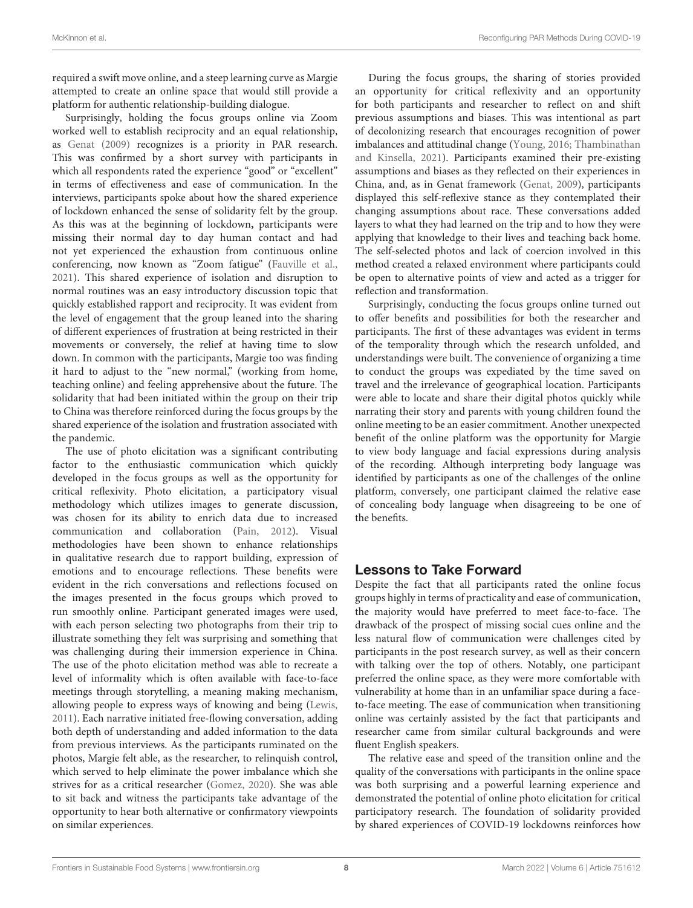required a swift move online, and a steep learning curve as Margie attempted to create an online space that would still provide a platform for authentic relationship-building dialogue.

Surprisingly, holding the focus groups online via Zoom worked well to establish reciprocity and an equal relationship, as Genat (2009) recognizes is a priority in PAR research. This was confirmed by a short survey with participants in which all respondents rated the experience "good" or "excellent" in terms of effectiveness and ease of communication. In the interviews, participants spoke about how the shared experience of lockdown enhanced the sense of solidarity felt by the group. As this was at the beginning of lockdown**,** participants were missing their normal day to day human contact and had not yet experienced the exhaustion from continuous online conferencing, now known as "Zoom fatigue" (Fauville et al., 2021). This shared experience of isolation and disruption to normal routines was an easy introductory discussion topic that quickly established rapport and reciprocity. It was evident from the level of engagement that the group leaned into the sharing of different experiences of frustration at being restricted in their movements or conversely, the relief at having time to slow down. In common with the participants, Margie too was finding it hard to adjust to the "new normal," (working from home, teaching online) and feeling apprehensive about the future. The solidarity that had been initiated within the group on their trip to China was therefore reinforced during the focus groups by the shared experience of the isolation and frustration associated with the pandemic.

The use of photo elicitation was a significant contributing factor to the enthusiastic communication which quickly developed in the focus groups as well as the opportunity for critical reflexivity. Photo elicitation, a participatory visual methodology which utilizes images to generate discussion, was chosen for its ability to enrich data due to increased communication and collaboration (Pain, 2012). Visual methodologies have been shown to enhance relationships in qualitative research due to rapport building, expression of emotions and to encourage reflections. These benefits were evident in the rich conversations and reflections focused on the images presented in the focus groups which proved to run smoothly online. Participant generated images were used, with each person selecting two photographs from their trip to illustrate something they felt was surprising and something that was challenging during their immersion experience in China. The use of the photo elicitation method was able to recreate a level of informality which is often available with face-to-face meetings through storytelling, a meaning making mechanism, allowing people to express ways of knowing and being (Lewis, 2011). Each narrative initiated free-flowing conversation, adding both depth of understanding and added information to the data from previous interviews. As the participants ruminated on the photos, Margie felt able, as the researcher, to relinquish control, which served to help eliminate the power imbalance which she strives for as a critical researcher (Gomez, 2020). She was able to sit back and witness the participants take advantage of the opportunity to hear both alternative or confirmatory viewpoints on similar experiences.

During the focus groups, the sharing of stories provided an opportunity for critical reflexivity and an opportunity for both participants and researcher to reflect on and shift previous assumptions and biases. This was intentional as part of decolonizing research that encourages recognition of power imbalances and attitudinal change (Young, 2016; Thambinathan and Kinsella, 2021). Participants examined their pre-existing assumptions and biases as they reflected on their experiences in China, and, as in Genat framework (Genat, 2009), participants displayed this self-reflexive stance as they contemplated their changing assumptions about race. These conversations added layers to what they had learned on the trip and to how they were applying that knowledge to their lives and teaching back home. The self-selected photos and lack of coercion involved in this method created a relaxed environment where participants could be open to alternative points of view and acted as a trigger for reflection and transformation.

Surprisingly, conducting the focus groups online turned out to offer benefits and possibilities for both the researcher and participants. The first of these advantages was evident in terms of the temporality through which the research unfolded, and understandings were built. The convenience of organizing a time to conduct the groups was expediated by the time saved on travel and the irrelevance of geographical location. Participants were able to locate and share their digital photos quickly while narrating their story and parents with young children found the online meeting to be an easier commitment. Another unexpected benefit of the online platform was the opportunity for Margie to view body language and facial expressions during analysis of the recording. Although interpreting body language was identified by participants as one of the challenges of the online platform, conversely, one participant claimed the relative ease of concealing body language when disagreeing to be one of the benefits.

## Lessons to Take Forward

Despite the fact that all participants rated the online focus groups highly in terms of practicality and ease of communication, the majority would have preferred to meet face-to-face. The drawback of the prospect of missing social cues online and the less natural flow of communication were challenges cited by participants in the post research survey, as well as their concern with talking over the top of others. Notably, one participant preferred the online space, as they were more comfortable with vulnerability at home than in an unfamiliar space during a face-to-face meeting. The ease of communication when transitioning online was certainly assisted by the fact that participants and researcher came from similar cultural backgrounds and were fluent English speakers.

The relative ease and speed of the transition online and the quality of the conversations with participants in the online space was both surprising and a powerful learning experience and demonstrated the potential of online photo elicitation for critical participatory research. The foundation of solidarity provided by shared experiences of COVID-19 lockdowns reinforces how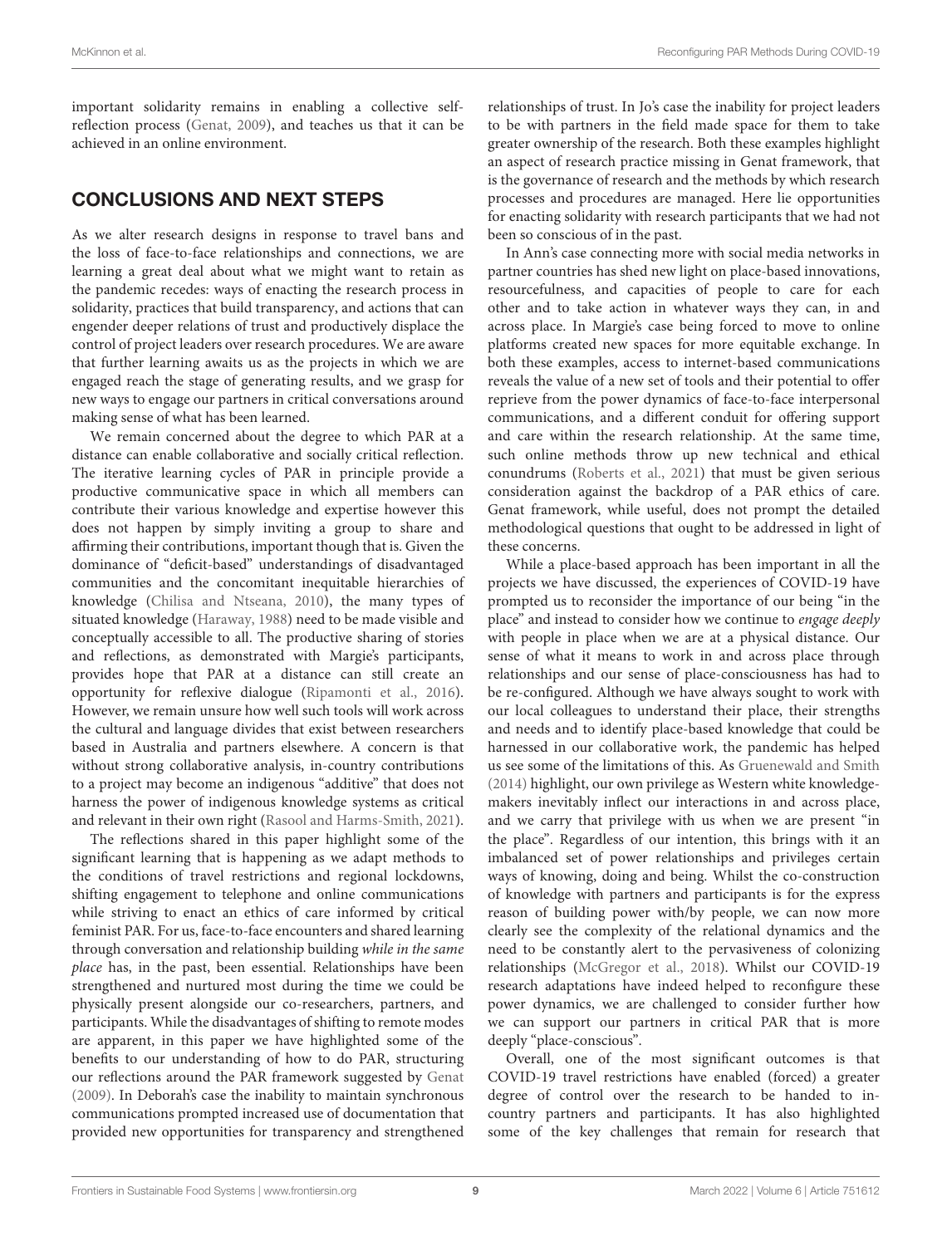important solidarity remains in enabling a collective self-reflection process (Genat, 2009), and teaches us that it can be achieved in an online environment.

## CONCLUSIONS AND NEXT STEPS

As we alter research designs in response to travel bans and the loss of face-to-face relationships and connections, we are learning a great deal about what we might want to retain as the pandemic recedes: ways of enacting the research process in solidarity, practices that build transparency, and actions that can engender deeper relations of trust and productively displace the control of project leaders over research procedures. We are aware that further learning awaits us as the projects in which we are engaged reach the stage of generating results, and we grasp for new ways to engage our partners in critical conversations around making sense of what has been learned.

We remain concerned about the degree to which PAR at a distance can enable collaborative and socially critical reflection. The iterative learning cycles of PAR in principle provide a productive communicative space in which all members can contribute their various knowledge and expertise however this does not happen by simply inviting a group to share and affirming their contributions, important though that is. Given the dominance of "deficit-based" understandings of disadvantaged communities and the concomitant inequitable hierarchies of knowledge (Chilisa and Ntseana, 2010), the many types of situated knowledge (Haraway, 1988) need to be made visible and conceptually accessible to all. The productive sharing of stories and reflections, as demonstrated with Margie's participants, provides hope that PAR at a distance can still create an opportunity for reflexive dialogue (Ripamonti et al., 2016). However, we remain unsure how well such tools will work across the cultural and language divides that exist between researchers based in Australia and partners elsewhere. A concern is that without strong collaborative analysis, in-country contributions to a project may become an indigenous "additive" that does not harness the power of indigenous knowledge systems as critical and relevant in their own right (Rasool and Harms-Smith, 2021).

The reflections shared in this paper highlight some of the significant learning that is happening as we adapt methods to the conditions of travel restrictions and regional lockdowns, shifting engagement to telephone and online communications while striving to enact an ethics of care informed by critical feminist PAR. For us, face-to-face encounters and shared learning through conversation and relationship building *while in the same place* has, in the past, been essential. Relationships have been strengthened and nurtured most during the time we could be physically present alongside our co-researchers, partners, and participants. While the disadvantages of shifting to remote modes are apparent, in this paper we have highlighted some of the benefits to our understanding of how to do PAR, structuring our reflections around the PAR framework suggested by Genat (2009). In Deborah's case the inability to maintain synchronous communications prompted increased use of documentation that provided new opportunities for transparency and strengthened relationships of trust. In Jo's case the inability for project leaders to be with partners in the field made space for them to take greater ownership of the research. Both these examples highlight an aspect of research practice missing in Genat framework, that is the governance of research and the methods by which research processes and procedures are managed. Here lie opportunities for enacting solidarity with research participants that we had not been so conscious of in the past.

In Ann's case connecting more with social media networks in partner countries has shed new light on place-based innovations, resourcefulness, and capacities of people to care for each other and to take action in whatever ways they can, in and across place. In Margie's case being forced to move to online platforms created new spaces for more equitable exchange. In both these examples, access to internet-based communications reveals the value of a new set of tools and their potential to offer reprieve from the power dynamics of face-to-face interpersonal communications, and a different conduit for offering support and care within the research relationship. At the same time, such online methods throw up new technical and ethical conundrums (Roberts et al., 2021) that must be given serious consideration against the backdrop of a PAR ethics of care. Genat framework, while useful, does not prompt the detailed methodological questions that ought to be addressed in light of these concerns.

While a place-based approach has been important in all the projects we have discussed, the experiences of COVID-19 have prompted us to reconsider the importance of our being "in the place" and instead to consider how we continue to *engage deeply* with people in place when we are at a physical distance. Our sense of what it means to work in and across place through relationships and our sense of place-consciousness has had to be re-configured. Although we have always sought to work with our local colleagues to understand their place, their strengths and needs and to identify place-based knowledge that could be harnessed in our collaborative work, the pandemic has helped us see some of the limitations of this. As Gruenewald and Smith (2014) highlight, our own privilege as Western white knowledge-makers inevitably inflect our interactions in and across place, and we carry that privilege with us when we are present "in the place". Regardless of our intention, this brings with it an imbalanced set of power relationships and privileges certain ways of knowing, doing and being. Whilst the co-construction of knowledge with partners and participants is for the express reason of building power with/by people, we can now more clearly see the complexity of the relational dynamics and the need to be constantly alert to the pervasiveness of colonizing relationships (McGregor et al., 2018). Whilst our COVID-19 research adaptations have indeed helped to reconfigure these power dynamics, we are challenged to consider further how we can support our partners in critical PAR that is more deeply "place-conscious".

Overall, one of the most significant outcomes is that COVID-19 travel restrictions have enabled (forced) a greater degree of control over the research to be handed to in-country partners and participants. It has also highlighted some of the key challenges that remain for research that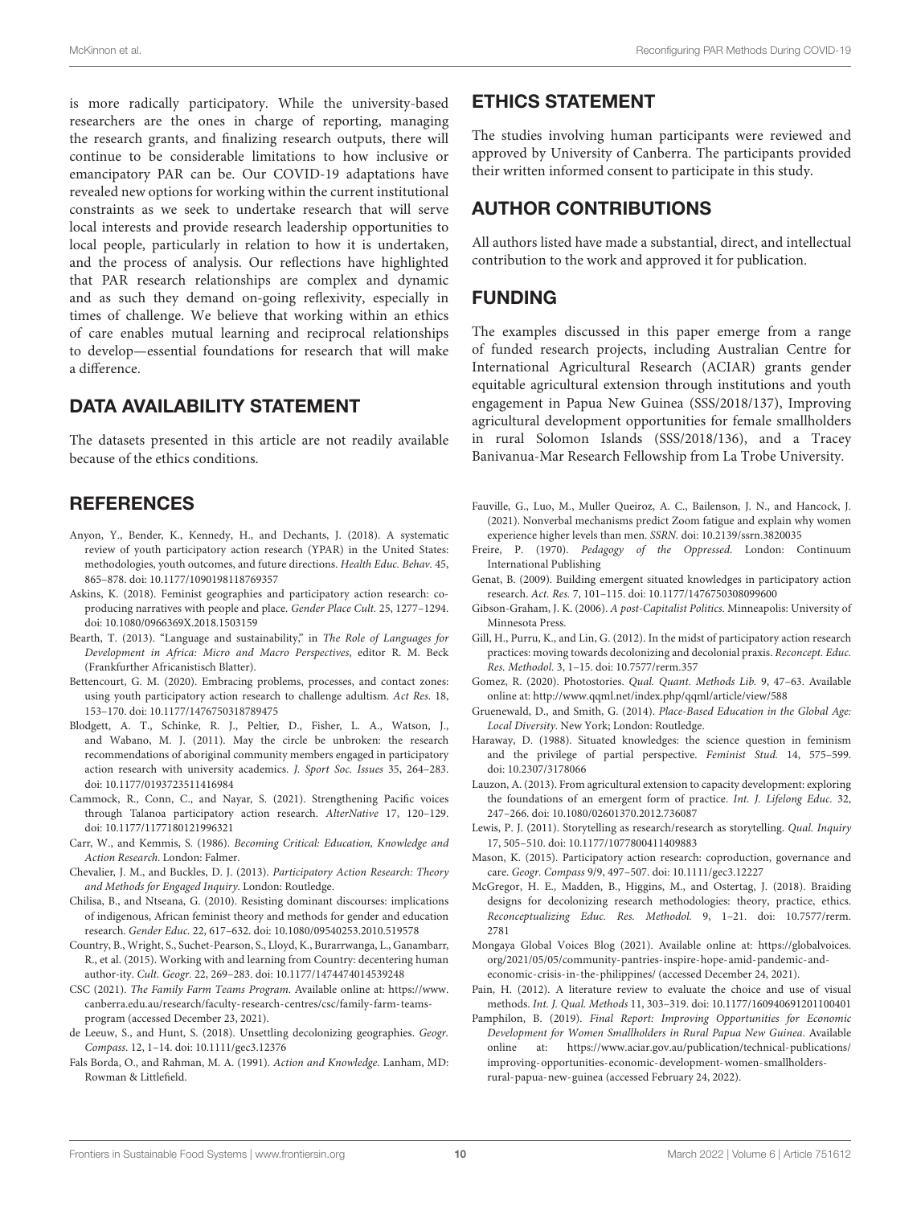is more radically participatory. While the university-based researchers are the ones in charge of reporting, managing the research grants, and finalizing research outputs, there will continue to be considerable limitations to how inclusive or emancipatory PAR can be. Our COVID-19 adaptations have revealed new options for working within the current institutional constraints as we seek to undertake research that will serve local interests and provide research leadership opportunities to local people, particularly in relation to how it is undertaken, and the process of analysis. Our reflections have highlighted that PAR research relationships are complex and dynamic and as such they demand on-going reflexivity, especially in times of challenge. We believe that working within an ethics of care enables mutual learning and reciprocal relationships to develop—essential foundations for research that will make a difference.

## DATA AVAILABILITY STATEMENT

The datasets presented in this article are not readily available because of the ethics conditions.

## ETHICS STATEMENT

The studies involving human participants were reviewed and approved by University of Canberra. The participants provided their written informed consent to participate in this study.

## AUTHOR CONTRIBUTIONS

All authors listed have made a substantial, direct, and intellectual contribution to the work and approved it for publication.

## FUNDING

The examples discussed in this paper emerge from a range of funded research projects, including Australian Centre for International Agricultural Research (ACIAR) grants gender equitable agricultural extension through institutions and youth engagement in Papua New Guinea (SSS/2018/137), Improving agricultural development opportunities for female smallholders in rural Solomon Islands (SSS/2018/136), and a Tracey Banivanua-Mar Research Fellowship from La Trobe University.

## REFERENCES

Anyon, Y., Bender, K., Kennedy, H., and Dechants, J. (2018). A systematic review of youth participatory action research (YPAR) in the United States: methodologies, youth outcomes, and future directions. *Health Educ. Behav.* 45, 865–878. doi: 10.1177/1090198118769357

Askins, K. (2018). Feminist geographies and participatory action research: co-producing narratives with people and place. *Gender Place Cult.* 25, 1277–1294. doi: 10.1080/0966369X.2018.1503159

Bearth, T. (2013). "Language and sustainability," in *The Role of Languages for Development in Africa: Micro and Macro Perspectives*, editor R. M. Beck (Frankfurther Africanistisch Blatter).

Bettencourt, G. M. (2020). Embracing problems, processes, and contact zones: using youth participatory action research to challenge adultism. *Act Res.* 18, 153–170. doi: 10.1177/1476750318789475

Blodgett, A. T., Schinke, R. J., Peltier, D., Fisher, L. A., Watson, J., and Wabano, M. J. (2011). May the circle be unbroken: the research recommendations of aboriginal community members engaged in participatory action research with university academics. *J. Sport Soc. Issues* 35, 264–283. doi: 10.1177/0193723511416984

Cammock, R., Conn, C., and Nayar, S. (2021). Strengthening Pacific voices through Talanoa participatory action research. *AlterNative* 17, 120–129. doi: 10.1177/1177180121996321

Carr, W., and Kemmis, S. (1986). *Becoming Critical: Education, Knowledge and Action Research*. London: Falmer.

Chevalier, J. M., and Buckles, D. J. (2013). *Participatory Action Research: Theory and Methods for Engaged Inquiry*. London: Routledge.

Chilisa, B., and Ntseana, G. (2010). Resisting dominant discourses: implications of indigenous, African feminist theory and methods for gender and education research. *Gender Educ.* 22, 617–632. doi: 10.1080/09540253.2010.519578

Country, B., Wright, S., Suchet-Pearson, S., Lloyd, K., Burarrwanga, L., Ganambarr, R., et al. (2015). Working with and learning from Country: decentering human author-ity. *Cult. Geogr.* 22, 269–283. doi: 10.1177/1474474014539248

CSC (2021). *The Family Farm Teams Program*. Available online at: https://www.canberra.edu.au/research/faculty-research-centres/csc/family-farm-teams-program (accessed December 23, 2021).

de Leeuw, S., and Hunt, S. (2018). Unsettling decolonizing geographies. *Geogr. Compass*. 12, 1–14. doi: 10.1111/gec3.12376

Fals Borda, O., and Rahman, M. A. (1991). *Action and Knowledge*. Lanham, MD: Rowman & Littlefield.

Fauville, G., Luo, M., Muller Queiroz, A. C., Bailenson, J. N., and Hancock, J. (2021). Nonverbal mechanisms predict Zoom fatigue and explain why women experience higher levels than men. *SSRN*. doi: 10.2139/ssrn.3820035

Freire, P. (1970). *Pedagogy of the Oppressed*. London: Continuum International Publishing

Genat, B. (2009). Building emergent situated knowledges in participatory action research. *Act. Res.* 7, 101–115. doi: 10.1177/1476750308099600

Gibson-Graham, J. K. (2006). *A post-Capitalist Politics*. Minneapolis: University of Minnesota Press.

Gill, H., Purru, K., and Lin, G. (2012). In the midst of participatory action research practices: moving towards decolonizing and decolonial praxis. *Reconcept. Educ. Res. Methodol.* 3, 1–15. doi: 10.7577/rerm.357

Gomez, R. (2020). Photostories. *Qual. Quant. Methods Lib.* 9, 47–63. Available online at: http://www.qqml.net/index.php/qqml/article/view/588

Gruenewald, D., and Smith, G. (2014). *Place-Based Education in the Global Age: Local Diversity*. New York; London: Routledge.

Haraway, D. (1988). Situated knowledges: the science question in feminism and the privilege of partial perspective. *Feminist Stud.* 14, 575–599. doi: 10.2307/3178066

Lauzon, A. (2013). From agricultural extension to capacity development: exploring the foundations of an emergent form of practice. *Int. J. Lifelong Educ.* 32, 247–266. doi: 10.1080/02601370.2012.736087

Lewis, P. J. (2011). Storytelling as research/research as storytelling. *Qual. Inquiry* 17, 505–510. doi: 10.1177/1077800411409883

Mason, K. (2015). Participatory action research: coproduction, governance and care. *Geogr. Compass* 9/9, 497–507. doi: 10.1111/gec3.12227

McGregor, H. E., Madden, B., Higgins, M., and Ostertag, J. (2018). Braiding designs for decolonizing research methodologies: theory, practice, ethics. *Reconceptualizing Educ. Res. Methodol.* 9, 1–21. doi: 10.7577/rerm.2781

Mongaya Global Voices Blog (2021). Available online at: https://globalvoices.org/2021/05/05/community-pantries-inspire-hope-amid-pandemic-and-economic-crisis-in-the-philippines/ (accessed December 24, 2021).

Pain, H. (2012). A literature review to evaluate the choice and use of visual methods. *Int. J. Qual. Methods* 11, 303–319. doi: 10.1177/160940691201100401

Pamphilon, B. (2019). *Final Report: Improving Opportunities for Economic Development for Women Smallholders in Rural Papua New Guinea*. Available online at: https://www.aciar.gov.au/publication/technical-publications/improving-opportunities-economic-development-women-smallholders-rural-papua-new-guinea (accessed February 24, 2022).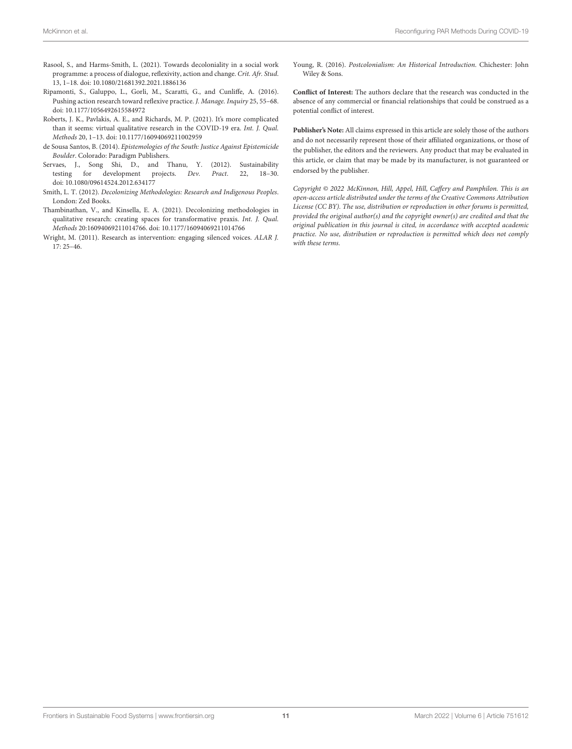Rasool, S., and Harms-Smith, L. (2021). Towards decoloniality in a social work programme: a process of dialogue, reflexivity, action and change. *Crit. Afr. Stud.* 13, 1–18. doi: 10.1080/21681392.2021.1886136

Ripamonti, S., Galuppo, L., Gorli, M., Scaratti, G., and Cunliffe, A. (2016). Pushing action research toward reflexive practice. *J. Manage. Inquiry* 25, 55–68. doi: 10.1177/1056492615584972

Roberts, J. K., Pavlakis, A. E., and Richards, M. P. (2021). It's more complicated than it seems: virtual qualitative research in the COVID-19 era. *Int. J. Qual. Methods* 20, 1–13. doi: 10.1177/16094069211002959

de Sousa Santos, B. (2014). *Epistemologies of the South: Justice Against Epistemicide Boulder*. Colorado: Paradigm Publishers.

Servaes, J., Song Shi, D., and Thanu, Y. (2012). Sustainability testing for development projects. *Dev. Pract*. 22, 18–30. doi: 10.1080/09614524.2012.634177

Smith, L. T. (2012). *Decolonizing Methodologies: Research and Indigenous Peoples*. London: Zed Books.

Thambinathan, V., and Kinsella, E. A. (2021). Decolonizing methodologies in qualitative research: creating spaces for transformative praxis. *Int. J. Qual. Methods* 20:16094069211014766. doi: 10.1177/16094069211014766

Wright, M. (2011). Research as intervention: engaging silenced voices. *ALAR J.* 17: 25–46.

Young, R. (2016). *Postcolonialism: An Historical Introduction*. Chichester: John Wiley & Sons.

**Conflict of Interest:** The authors declare that the research was conducted in the absence of any commercial or financial relationships that could be construed as a potential conflict of interest.

**Publisher's Note:** All claims expressed in this article are solely those of the authors and do not necessarily represent those of their affiliated organizations, or those of the publisher, the editors and the reviewers. Any product that may be evaluated in this article, or claim that may be made by its manufacturer, is not guaranteed or endorsed by the publisher.

*Copyright © 2022 McKinnon, Hill, Appel, Hill, Caffery and Pamphilon. This is an open-access article distributed under the terms of the Creative Commons Attribution License (CC BY). The use, distribution or reproduction in other forums is permitted, provided the original author(s) and the copyright owner(s) are credited and that the original publication in this journal is cited, in accordance with accepted academic practice. No use, distribution or reproduction is permitted which does not comply with these terms.*